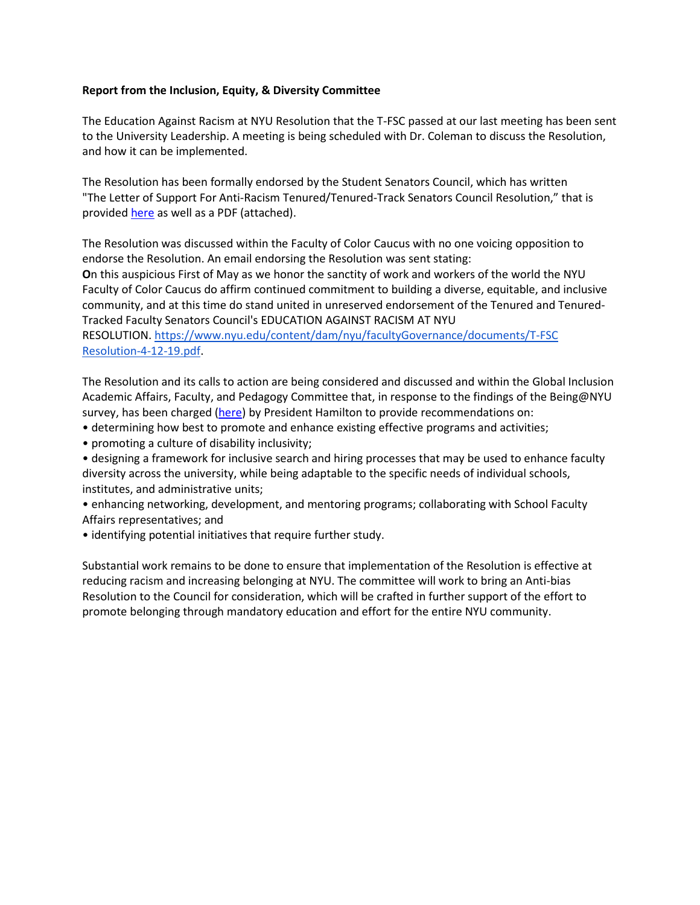**Report from the Inclusion, Equity, & Diversity Committee**

The Education Against Racism at NYU Resolution that the T-FSC passed at our last meeting has been sent to the University Leadership. A meeting is being scheduled with Dr. Coleman to discuss the Resolution, and how it can be implemented.

The Resolution has been formally endorsed by the Student Senators Council, which has written "The Letter of Support For Anti-Racism Tenured/Tenured-Track Senators Council Resolution," that is provided [here]() as well as a PDF (attached).

The Resolution was discussed within the Faculty of Color Caucus with no one voicing opposition to endorse the Resolution. An email endorsing the Resolution was sent stating:

**O**n this auspicious First of May as we honor the sanctity of work and workers of the world the NYU Faculty of Color Caucus do affirm continued commitment to building a diverse, equitable, and inclusive community, and at this time do stand united in unreserved endorsement of the Tenured and Tenured-Tracked Faculty Senators Council's EDUCATION AGAINST RACISM AT NYU RESOLUTION. https://www.nyu.edu/content/dam/nyu/facultyGovernance/documents/T-FSC Resolution-4-12-19.pdf.

The Resolution and its calls to action are being considered and discussed and within the Global Inclusion Academic Affairs, Faculty, and Pedagogy Committee that, in response to the findings of the Being@NYU survey, has been charged ([here]()) by President Hamilton to provide recommendations on:

- determining how best to promote and enhance existing effective programs and activities;
- promoting a culture of disability inclusivity;
- designing a framework for inclusive search and hiring processes that may be used to enhance faculty diversity across the university, while being adaptable to the specific needs of individual schools, institutes, and administrative units;
- enhancing networking, development, and mentoring programs; collaborating with School Faculty Affairs representatives; and
- identifying potential initiatives that require further study.

Substantial work remains to be done to ensure that implementation of the Resolution is effective at reducing racism and increasing belonging at NYU. The committee will work to bring an Anti-bias Resolution to the Council for consideration, which will be crafted in further support of the effort to promote belonging through mandatory education and effort for the entire NYU community.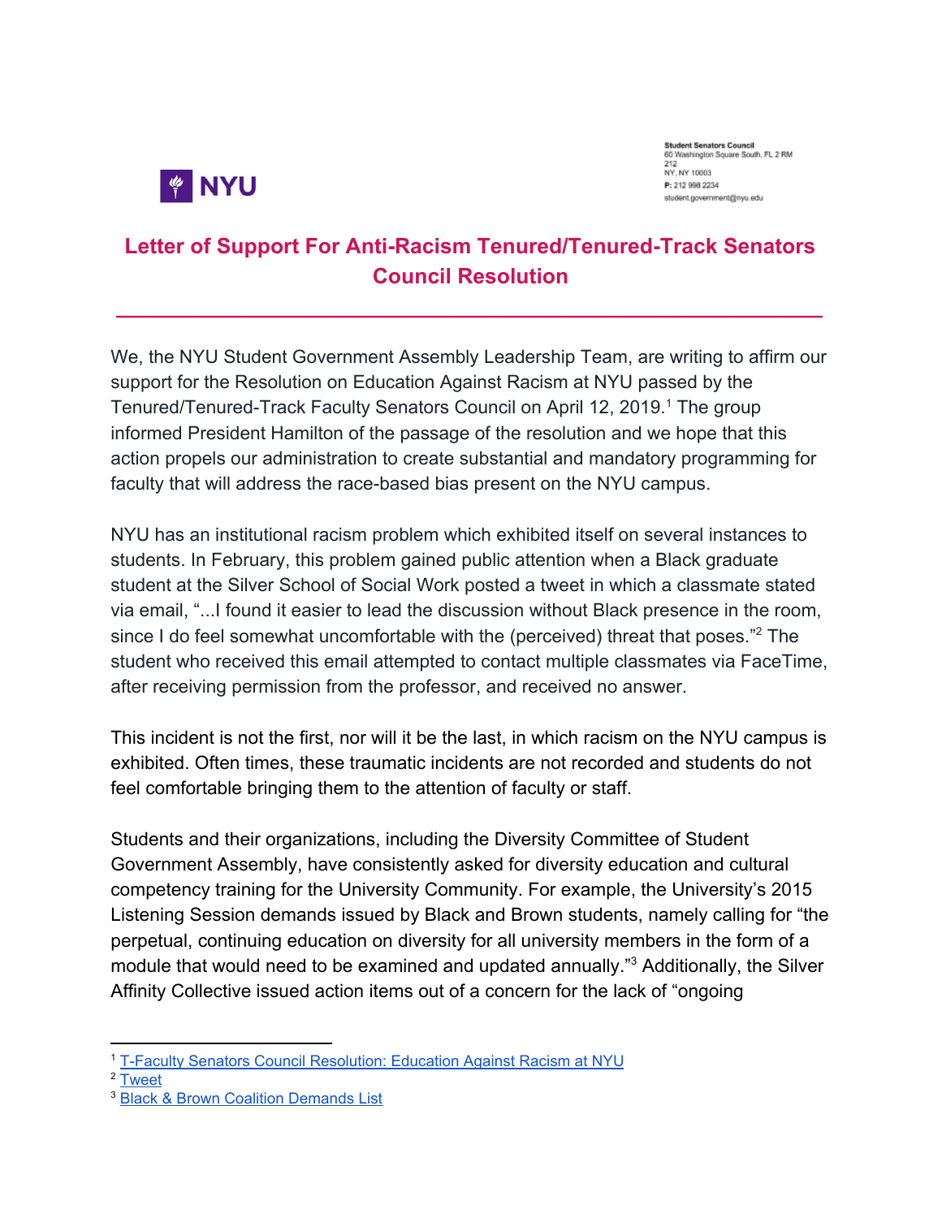NYU

Student Senators Council
60 Washington Square South, FL 2 RM 212
NY, NY 10003
P: 212 998 2234
student.government@nyu.edu

# Letter of Support For Anti-Racism Tenured/Tenured-Track Senators Council Resolution

---

We, the NYU Student Government Assembly Leadership Team, are writing to affirm our support for the Resolution on Education Against Racism at NYU passed by the Tenured/Tenured-Track Faculty Senators Council on April 12, 2019.[1] The group informed President Hamilton of the passage of the resolution and we hope that this action propels our administration to create substantial and mandatory programming for faculty that will address the race-based bias present on the NYU campus.

NYU has an institutional racism problem which exhibited itself on several instances to students. In February, this problem gained public attention when a Black graduate student at the Silver School of Social Work posted a tweet in which a classmate stated via email, "...I found it easier to lead the discussion without Black presence in the room, since I do feel somewhat uncomfortable with the (perceived) threat that poses."[2] The student who received this email attempted to contact multiple classmates via FaceTime, after receiving permission from the professor, and received no answer.

This incident is not the first, nor will it be the last, in which racism on the NYU campus is exhibited. Often times, these traumatic incidents are not recorded and students do not feel comfortable bringing them to the attention of faculty or staff.

Students and their organizations, including the Diversity Committee of Student Government Assembly, have consistently asked for diversity education and cultural competency training for the University Community. For example, the University's 2015 Listening Session demands issued by Black and Brown students, namely calling for "the perpetual, continuing education on diversity for all university members in the form of a module that would need to be examined and updated annually."[3] Additionally, the Silver Affinity Collective issued action items out of a concern for the lack of "ongoing

---

[1] T-Faculty Senators Council Resolution: Education Against Racism at NYU
[2] Tweet
[3] Black & Brown Coalition Demands List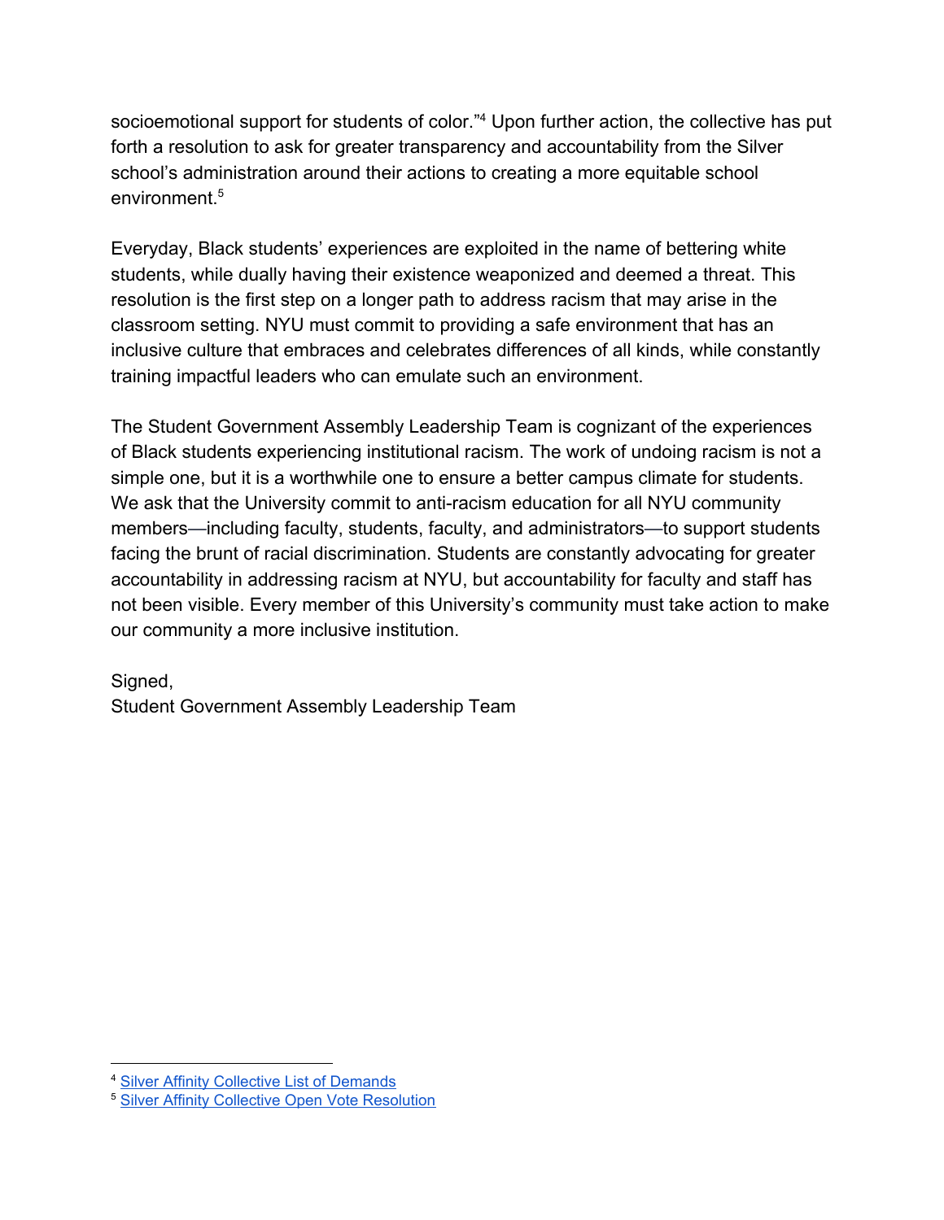socioemotional support for students of color."[4] Upon further action, the collective has put forth a resolution to ask for greater transparency and accountability from the Silver school's administration around their actions to creating a more equitable school environment.[5]

Everyday, Black students' experiences are exploited in the name of bettering white students, while dually having their existence weaponized and deemed a threat. This resolution is the first step on a longer path to address racism that may arise in the classroom setting. NYU must commit to providing a safe environment that has an inclusive culture that embraces and celebrates differences of all kinds, while constantly training impactful leaders who can emulate such an environment.

The Student Government Assembly Leadership Team is cognizant of the experiences of Black students experiencing institutional racism. The work of undoing racism is not a simple one, but it is a worthwhile one to ensure a better campus climate for students. We ask that the University commit to anti-racism education for all NYU community members—including faculty, students, faculty, and administrators—to support students facing the brunt of racial discrimination. Students are constantly advocating for greater accountability in addressing racism at NYU, but accountability for faculty and staff has not been visible. Every member of this University's community must take action to make our community a more inclusive institution.

Signed,
Student Government Assembly Leadership Team

---

[4] Silver Affinity Collective List of Demands
[5] Silver Affinity Collective Open Vote Resolution